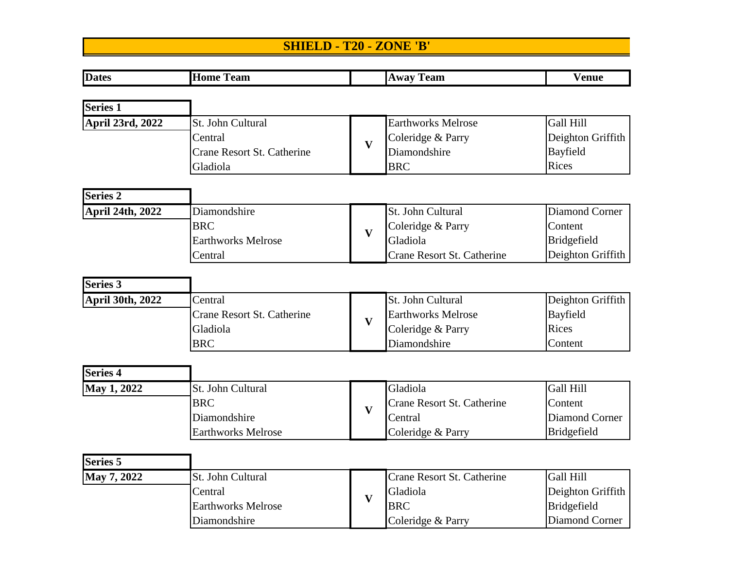# SHIELD - T20 - ZONE 'B'

| Dates | Home Team | | Away Team | Venue |
|---|---|---|---|---|
| **Series 1** | | | | |
| **April 23rd, 2022** | St. John Cultural | V | Earthworks Melrose | Gall Hill |
| | Central | | Coleridge & Parry | Deighton Griffith |
| | Crane Resort St. Catherine | | Diamondshire | Bayfield |
| | Gladiola | | BRC | Rices |
| **Series 2** | | | | |
| **April 24th, 2022** | Diamondshire | V | St. John Cultural | Diamond Corner |
| | BRC | | Coleridge & Parry | Content |
| | Earthworks Melrose | | Gladiola | Bridgefield |
| | Central | | Crane Resort St. Catherine | Deighton Griffith |
| **Series 3** | | | | |
| **April 30th, 2022** | Central | V | St. John Cultural | Deighton Griffith |
| | Crane Resort St. Catherine | | Earthworks Melrose | Bayfield |
| | Gladiola | | Coleridge & Parry | Rices |
| | BRC | | Diamondshire | Content |
| **Series 4** | | | | |
| **May 1, 2022** | St. John Cultural | V | Gladiola | Gall Hill |
| | BRC | | Crane Resort St. Catherine | Content |
| | Diamondshire | | Central | Diamond Corner |
| | Earthworks Melrose | | Coleridge & Parry | Bridgefield |
| **Series 5** | | | | |
| **May 7, 2022** | St. John Cultural | V | Crane Resort St. Catherine | Gall Hill |
| | Central | | Gladiola | Deighton Griffith |
| | Earthworks Melrose | | BRC | Bridgefield |
| | Diamondshire | | Coleridge & Parry | Diamond Corner |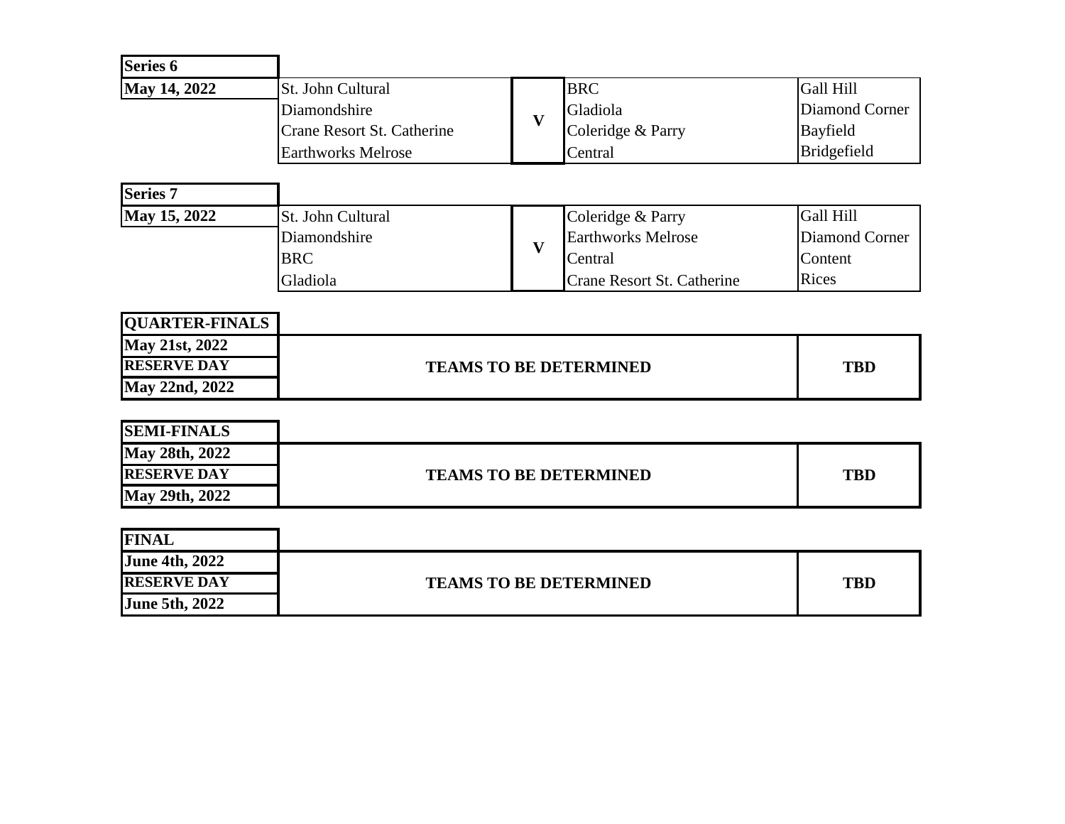| Series 6 | | | | |
|---|---|---|---|---|
| May 14, 2022 | St. John Cultural | V | BRC | Gall Hill |
| | Diamondshire | | Gladiola | Diamond Corner |
| | Crane Resort St. Catherine | | Coleridge & Parry | Bayfield |
| | Earthworks Melrose | | Central | Bridgefield |

| Series 7 | | | | |
|---|---|---|---|---|
| May 15, 2022 | St. John Cultural | V | Coleridge & Parry | Gall Hill |
| | Diamondshire | | Earthworks Melrose | Diamond Corner |
| | BRC | | Central | Content |
| | Gladiola | | Crane Resort St. Catherine | Rices |

| QUARTER-FINALS | | |
|---|---|---|
| May 21st, 2022 | **TEAMS TO BE DETERMINED** | **TBD** |
| RESERVE DAY | | |
| May 22nd, 2022 | | |

| SEMI-FINALS | | |
|---|---|---|
| May 28th, 2022 | **TEAMS TO BE DETERMINED** | **TBD** |
| RESERVE DAY | | |
| May 29th, 2022 | | |

| FINAL | | |
|---|---|---|
| June 4th, 2022 | **TEAMS TO BE DETERMINED** | **TBD** |
| RESERVE DAY | | |
| June 5th, 2022 | | |